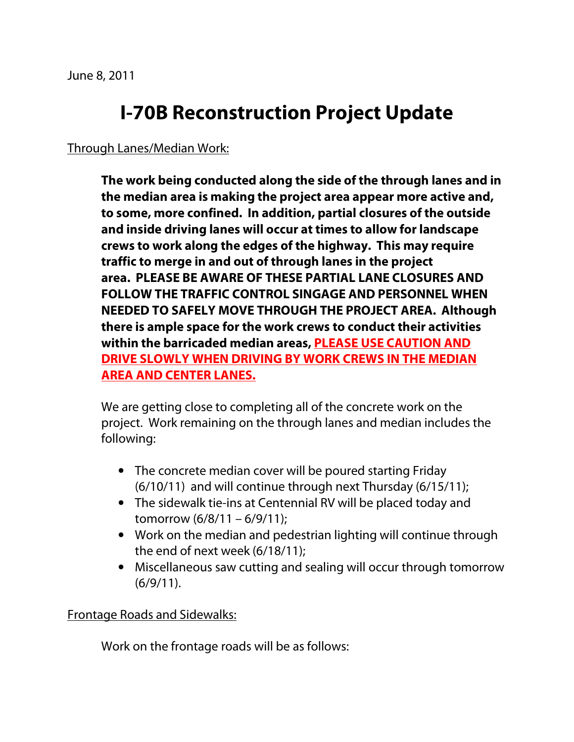June 8, 2011

# I-70B Reconstruction Project Update

Through Lanes/Median Work:

**The work being conducted along the side of the through lanes and in the median area is making the project area appear more active and, to some, more confined. In addition, partial closures of the outside and inside driving lanes will occur at times to allow for landscape crews to work along the edges of the highway. This may require traffic to merge in and out of through lanes in the project area. PLEASE BE AWARE OF THESE PARTIAL LANE CLOSURES AND FOLLOW THE TRAFFIC CONTROL SINGAGE AND PERSONNEL WHEN NEEDED TO SAFELY MOVE THROUGH THE PROJECT AREA. Although there is ample space for the work crews to conduct their activities within the barricaded median areas, PLEASE USE CAUTION AND DRIVE SLOWLY WHEN DRIVING BY WORK CREWS IN THE MEDIAN AREA AND CENTER LANES.**

We are getting close to completing all of the concrete work on the project. Work remaining on the through lanes and median includes the following:

- The concrete median cover will be poured starting Friday (6/10/11) and will continue through next Thursday (6/15/11);
- The sidewalk tie-ins at Centennial RV will be placed today and tomorrow (6/8/11 – 6/9/11);
- Work on the median and pedestrian lighting will continue through the end of next week (6/18/11);
- Miscellaneous saw cutting and sealing will occur through tomorrow (6/9/11).

Frontage Roads and Sidewalks:

Work on the frontage roads will be as follows: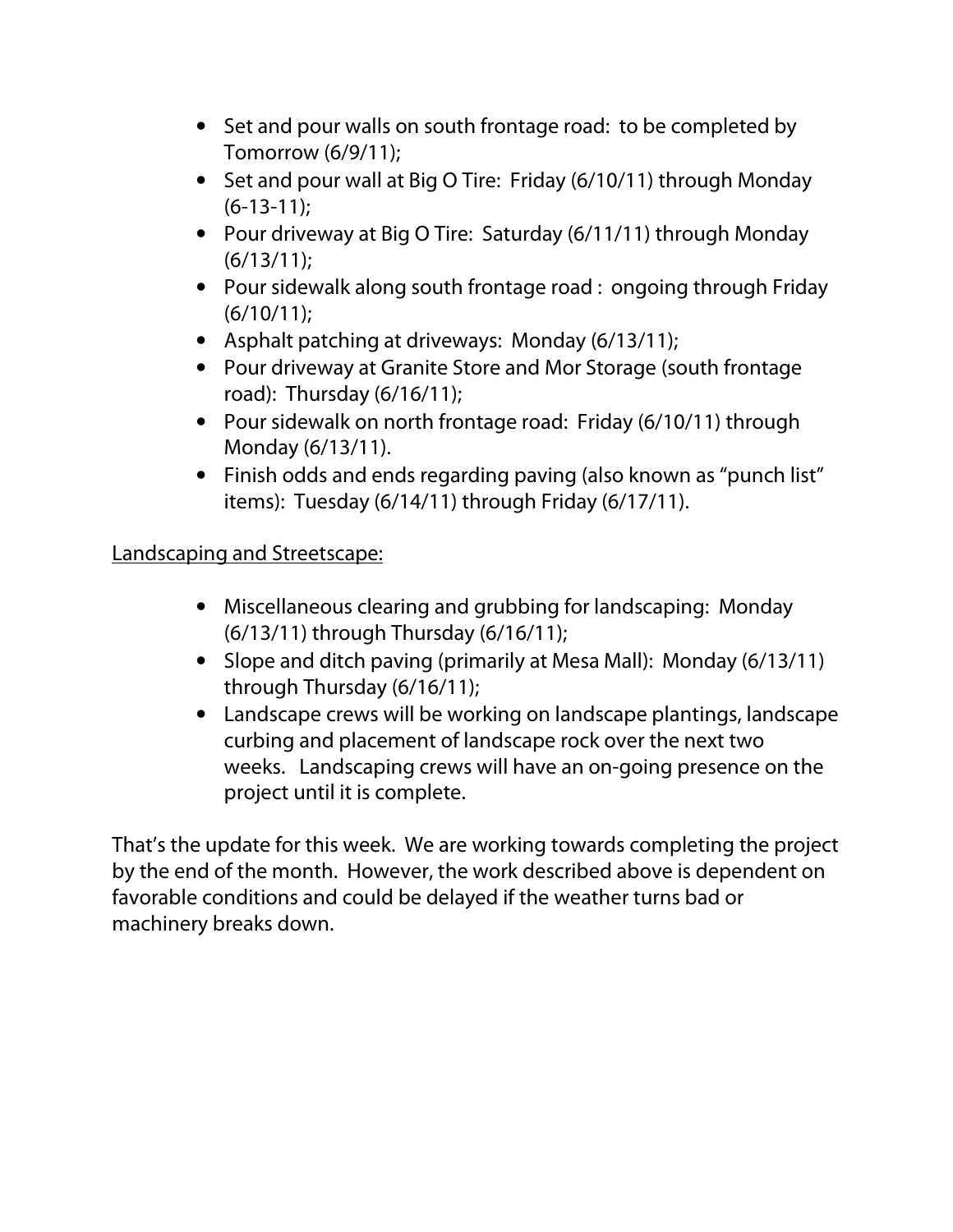- Set and pour walls on south frontage road: to be completed by Tomorrow (6/9/11);
- Set and pour wall at Big O Tire: Friday (6/10/11) through Monday (6-13-11);
- Pour driveway at Big O Tire: Saturday (6/11/11) through Monday (6/13/11);
- Pour sidewalk along south frontage road : ongoing through Friday (6/10/11);
- Asphalt patching at driveways: Monday (6/13/11);
- Pour driveway at Granite Store and Mor Storage (south frontage road): Thursday (6/16/11);
- Pour sidewalk on north frontage road: Friday (6/10/11) through Monday (6/13/11).
- Finish odds and ends regarding paving (also known as "punch list" items): Tuesday (6/14/11) through Friday (6/17/11).

<u>Landscaping and Streetscape:</u>

- Miscellaneous clearing and grubbing for landscaping: Monday (6/13/11) through Thursday (6/16/11);
- Slope and ditch paving (primarily at Mesa Mall): Monday (6/13/11) through Thursday (6/16/11);
- Landscape crews will be working on landscape plantings, landscape curbing and placement of landscape rock over the next two weeks. Landscaping crews will have an on-going presence on the project until it is complete.

That's the update for this week. We are working towards completing the project by the end of the month. However, the work described above is dependent on favorable conditions and could be delayed if the weather turns bad or machinery breaks down.